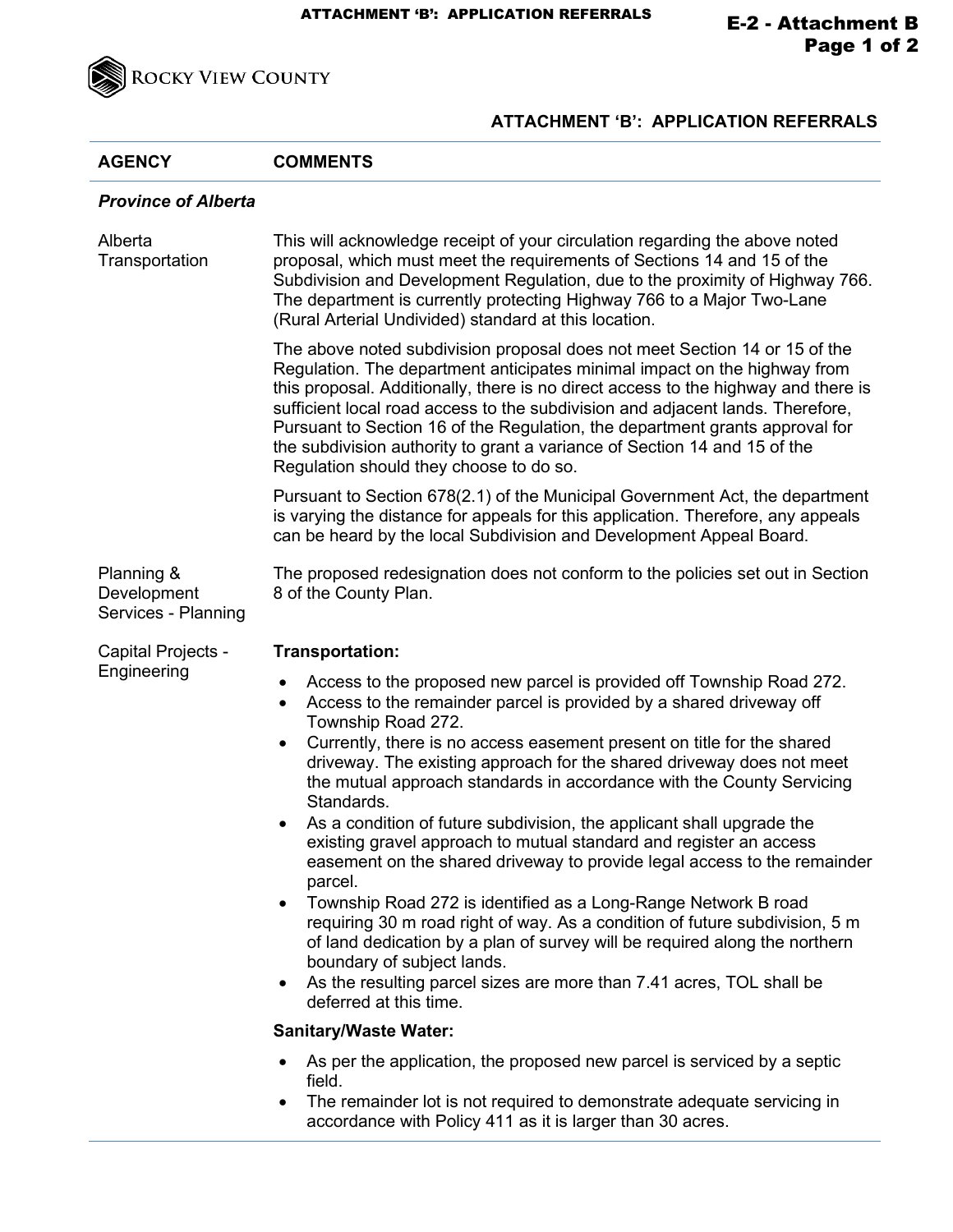## ATTACHMENT 'B': APPLICATION REFERRALS

| AGENCY | COMMENTS |
|---|---|
| ***Province of Alberta*** | |
| Alberta Transportation | This will acknowledge receipt of your circulation regarding the above noted proposal, which must meet the requirements of Sections 14 and 15 of the Subdivision and Development Regulation, due to the proximity of Highway 766. The department is currently protecting Highway 766 to a Major Two-Lane (Rural Arterial Undivided) standard at this location.<br><br>The above noted subdivision proposal does not meet Section 14 or 15 of the Regulation. The department anticipates minimal impact on the highway from this proposal. Additionally, there is no direct access to the highway and there is sufficient local road access to the subdivision and adjacent lands. Therefore, Pursuant to Section 16 of the Regulation, the department grants approval for the subdivision authority to grant a variance of Section 14 and 15 of the Regulation should they choose to do so.<br><br>Pursuant to Section 678(2.1) of the Municipal Government Act, the department is varying the distance for appeals for this application. Therefore, any appeals can be heard by the local Subdivision and Development Appeal Board. |
| Planning & Development Services - Planning | The proposed redesignation does not conform to the policies set out in Section 8 of the County Plan. |
| Capital Projects - Engineering | **Transportation:**<br>• Access to the proposed new parcel is provided off Township Road 272.<br>• Access to the remainder parcel is provided by a shared driveway off Township Road 272.<br>• Currently, there is no access easement present on title for the shared driveway. The existing approach for the shared driveway does not meet the mutual approach standards in accordance with the County Servicing Standards.<br>• As a condition of future subdivision, the applicant shall upgrade the existing gravel approach to mutual standard and register an access easement on the shared driveway to provide legal access to the remainder parcel.<br>• Township Road 272 is identified as a Long-Range Network B road requiring 30 m road right of way. As a condition of future subdivision, 5 m of land dedication by a plan of survey will be required along the northern boundary of subject lands.<br>• As the resulting parcel sizes are more than 7.41 acres, TOL shall be deferred at this time.<br><br>**Sanitary/Waste Water:**<br>• As per the application, the proposed new parcel is serviced by a septic field.<br>• The remainder lot is not required to demonstrate adequate servicing in accordance with Policy 411 as it is larger than 30 acres. |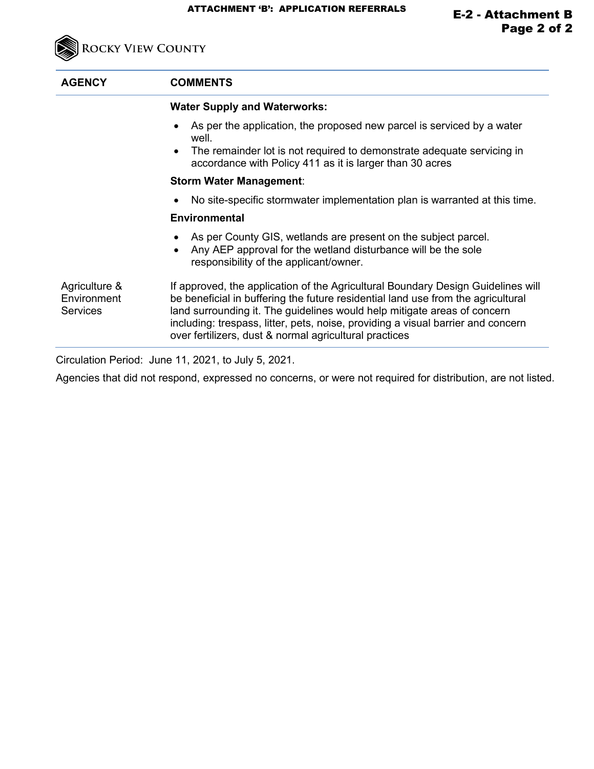| AGENCY | COMMENTS |
|---|---|
| | **Water Supply and Waterworks:**<br>• As per the application, the proposed new parcel is serviced by a water well.<br>• The remainder lot is not required to demonstrate adequate servicing in accordance with Policy 411 as it is larger than 30 acres<br>**Storm Water Management**:<br>• No site-specific stormwater implementation plan is warranted at this time.<br>**Environmental**<br>• As per County GIS, wetlands are present on the subject parcel.<br>• Any AEP approval for the wetland disturbance will be the sole responsibility of the applicant/owner. |
| Agriculture & Environment Services | If approved, the application of the Agricultural Boundary Design Guidelines will be beneficial in buffering the future residential land use from the agricultural land surrounding it. The guidelines would help mitigate areas of concern including: trespass, litter, pets, noise, providing a visual barrier and concern over fertilizers, dust & normal agricultural practices |

Circulation Period: June 11, 2021, to July 5, 2021.

Agencies that did not respond, expressed no concerns, or were not required for distribution, are not listed.